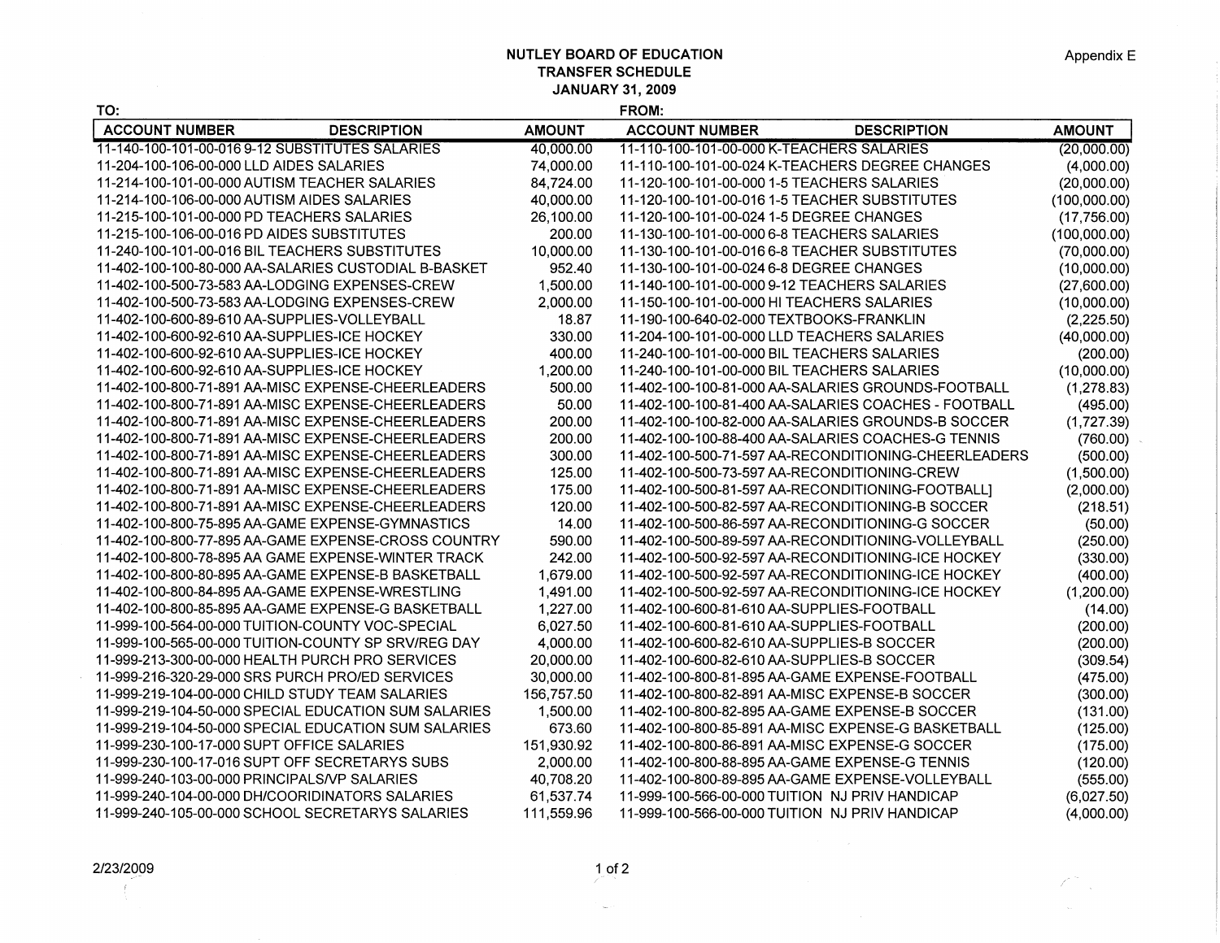Appendix E

# NUTLEY BOARD OF EDUCATION
## TRANSFER SCHEDULE
## JANUARY 31, 2009

| TO: ACCOUNT NUMBER | DESCRIPTION | AMOUNT | FROM: ACCOUNT NUMBER | DESCRIPTION | AMOUNT |
|---|---|---|---|---|---|
| 11-140-100-101-00-016 | 9-12 SUBSTITUTES SALARIES | 40,000.00 | 11-110-100-101-00-000 | K-TEACHERS SALARIES | (20,000.00) |
| 11-204-100-106-00-000 | LLD AIDES SALARIES | 74,000.00 | 11-110-100-101-00-024 | K-TEACHERS DEGREE CHANGES | (4,000.00) |
| 11-214-100-101-00-000 | AUTISM TEACHER SALARIES | 84,724.00 | 11-120-100-101-00-000 | 1-5 TEACHERS SALARIES | (20,000.00) |
| 11-214-100-106-00-000 | AUTISM AIDES SALARIES | 40,000.00 | 11-120-100-101-00-016 | 1-5 TEACHER SUBSTITUTES | (100,000.00) |
| 11-215-100-101-00-000 | PD TEACHERS SALARIES | 26,100.00 | 11-120-100-101-00-024 | 1-5 DEGREE CHANGES | (17,756.00) |
| 11-215-100-106-00-016 | PD AIDES SUBSTITUTES | 200.00 | 11-130-100-101-00-000 | 6-8 TEACHERS SALARIES | (100,000.00) |
| 11-240-100-101-00-016 | BIL TEACHERS SUBSTITUTES | 10,000.00 | 11-130-100-101-00-016 | 6-8 TEACHER SUBSTITUTES | (70,000.00) |
| 11-402-100-100-80-000 | AA-SALARIES CUSTODIAL B-BASKET | 952.40 | 11-130-100-101-00-024 | 6-8 DEGREE CHANGES | (10,000.00) |
| 11-402-100-500-73-583 | AA-LODGING EXPENSES-CREW | 1,500.00 | 11-140-100-101-00-000 | 9-12 TEACHERS SALARIES | (27,600.00) |
| 11-402-100-500-73-583 | AA-LODGING EXPENSES-CREW | 2,000.00 | 11-150-100-101-00-000 | HI TEACHERS SALARIES | (10,000.00) |
| 11-402-100-600-89-610 | AA-SUPPLIES-VOLLEYBALL | 18.87 | 11-190-100-640-02-000 | TEXTBOOKS-FRANKLIN | (2,225.50) |
| 11-402-100-600-92-610 | AA-SUPPLIES-ICE HOCKEY | 330.00 | 11-204-100-101-00-000 | LLD TEACHERS SALARIES | (40,000.00) |
| 11-402-100-600-92-610 | AA-SUPPLIES-ICE HOCKEY | 400.00 | 11-240-100-101-00-000 | BIL TEACHERS SALARIES | (200.00) |
| 11-402-100-600-92-610 | AA-SUPPLIES-ICE HOCKEY | 1,200.00 | 11-240-100-101-00-000 | BIL TEACHERS SALARIES | (10,000.00) |
| 11-402-100-800-71-891 | AA-MISC EXPENSE-CHEERLEADERS | 500.00 | 11-402-100-100-81-000 | AA-SALARIES GROUNDS-FOOTBALL | (1,278.83) |
| 11-402-100-800-71-891 | AA-MISC EXPENSE-CHEERLEADERS | 50.00 | 11-402-100-100-81-400 | AA-SALARIES COACHES - FOOTBALL | (495.00) |
| 11-402-100-800-71-891 | AA-MISC EXPENSE-CHEERLEADERS | 200.00 | 11-402-100-100-82-000 | AA-SALARIES GROUNDS-B SOCCER | (1,727.39) |
| 11-402-100-800-71-891 | AA-MISC EXPENSE-CHEERLEADERS | 200.00 | 11-402-100-100-88-400 | AA-SALARIES COACHES-G TENNIS | (760.00) |
| 11-402-100-800-71-891 | AA-MISC EXPENSE-CHEERLEADERS | 300.00 | 11-402-100-500-71-597 | AA-RECONDITIONING-CHEERLEADERS | (500.00) |
| 11-402-100-800-71-891 | AA-MISC EXPENSE-CHEERLEADERS | 125.00 | 11-402-100-500-73-597 | AA-RECONDITIONING-CREW | (1,500.00) |
| 11-402-100-800-71-891 | AA-MISC EXPENSE-CHEERLEADERS | 175.00 | 11-402-100-500-81-597 | AA-RECONDITIONING-FOOTBALL] | (2,000.00) |
| 11-402-100-800-71-891 | AA-MISC EXPENSE-CHEERLEADERS | 120.00 | 11-402-100-500-82-597 | AA-RECONDITIONING-B SOCCER | (218.51) |
| 11-402-100-800-75-895 | AA-GAME EXPENSE-GYMNASTICS | 14.00 | 11-402-100-500-86-597 | AA-RECONDITIONING-G SOCCER | (50.00) |
| 11-402-100-800-77-895 | AA-GAME EXPENSE-CROSS COUNTRY | 590.00 | 11-402-100-500-89-597 | AA-RECONDITIONING-VOLLEYBALL | (250.00) |
| 11-402-100-800-78-895 | AA GAME EXPENSE-WINTER TRACK | 242.00 | 11-402-100-500-92-597 | AA-RECONDITIONING-ICE HOCKEY | (330.00) |
| 11-402-100-800-80-895 | AA-GAME EXPENSE-B BASKETBALL | 1,679.00 | 11-402-100-500-92-597 | AA-RECONDITIONING-ICE HOCKEY | (400.00) |
| 11-402-100-800-84-895 | AA-GAME EXPENSE-WRESTLING | 1,491.00 | 11-402-100-500-92-597 | AA-RECONDITIONING-ICE HOCKEY | (1,200.00) |
| 11-402-100-800-85-895 | AA-GAME EXPENSE-G BASKETBALL | 1,227.00 | 11-402-100-600-81-610 | AA-SUPPLIES-FOOTBALL | (14.00) |
| 11-999-100-564-00-000 | TUITION-COUNTY VOC-SPECIAL | 6,027.50 | 11-402-100-600-81-610 | AA-SUPPLIES-FOOTBALL | (200.00) |
| 11-999-100-565-00-000 | TUITION-COUNTY SP SRV/REG DAY | 4,000.00 | 11-402-100-600-82-610 | AA-SUPPLIES-B SOCCER | (200.00) |
| 11-999-213-300-00-000 | HEALTH PURCH PRO SERVICES | 20,000.00 | 11-402-100-600-82-610 | AA-SUPPLIES-B SOCCER | (309.54) |
| 11-999-216-320-29-000 | SRS PURCH PRO/ED SERVICES | 30,000.00 | 11-402-100-800-81-895 | AA-GAME EXPENSE-FOOTBALL | (475.00) |
| 11-999-219-104-00-000 | CHILD STUDY TEAM SALARIES | 156,757.50 | 11-402-100-800-82-891 | AA-MISC EXPENSE-B SOCCER | (300.00) |
| 11-999-219-104-50-000 | SPECIAL EDUCATION SUM SALARIES | 1,500.00 | 11-402-100-800-82-895 | AA-GAME EXPENSE-B SOCCER | (131.00) |
| 11-999-219-104-50-000 | SPECIAL EDUCATION SUM SALARIES | 673.60 | 11-402-100-800-85-891 | AA-MISC EXPENSE-G BASKETBALL | (125.00) |
| 11-999-230-100-17-000 | SUPT OFFICE SALARIES | 151,930.92 | 11-402-100-800-86-891 | AA-MISC EXPENSE-G SOCCER | (175.00) |
| 11-999-230-100-17-016 | SUPT OFF SECRETARYS SUBS | 2,000.00 | 11-402-100-800-88-895 | AA-GAME EXPENSE-G TENNIS | (120.00) |
| 11-999-240-103-00-000 | PRINCIPALS/VP SALARIES | 40,708.20 | 11-402-100-800-89-895 | AA-GAME EXPENSE-VOLLEYBALL | (555.00) |
| 11-999-240-104-00-000 | DH/COORIDINATORS SALARIES | 61,537.74 | 11-999-100-566-00-000 | TUITION NJ PRIV HANDICAP | (6,027.50) |
| 11-999-240-105-00-000 | SCHOOL SECRETARYS SALARIES | 111,559.96 | 11-999-100-566-00-000 | TUITION NJ PRIV HANDICAP | (4,000.00) |

2/23/2009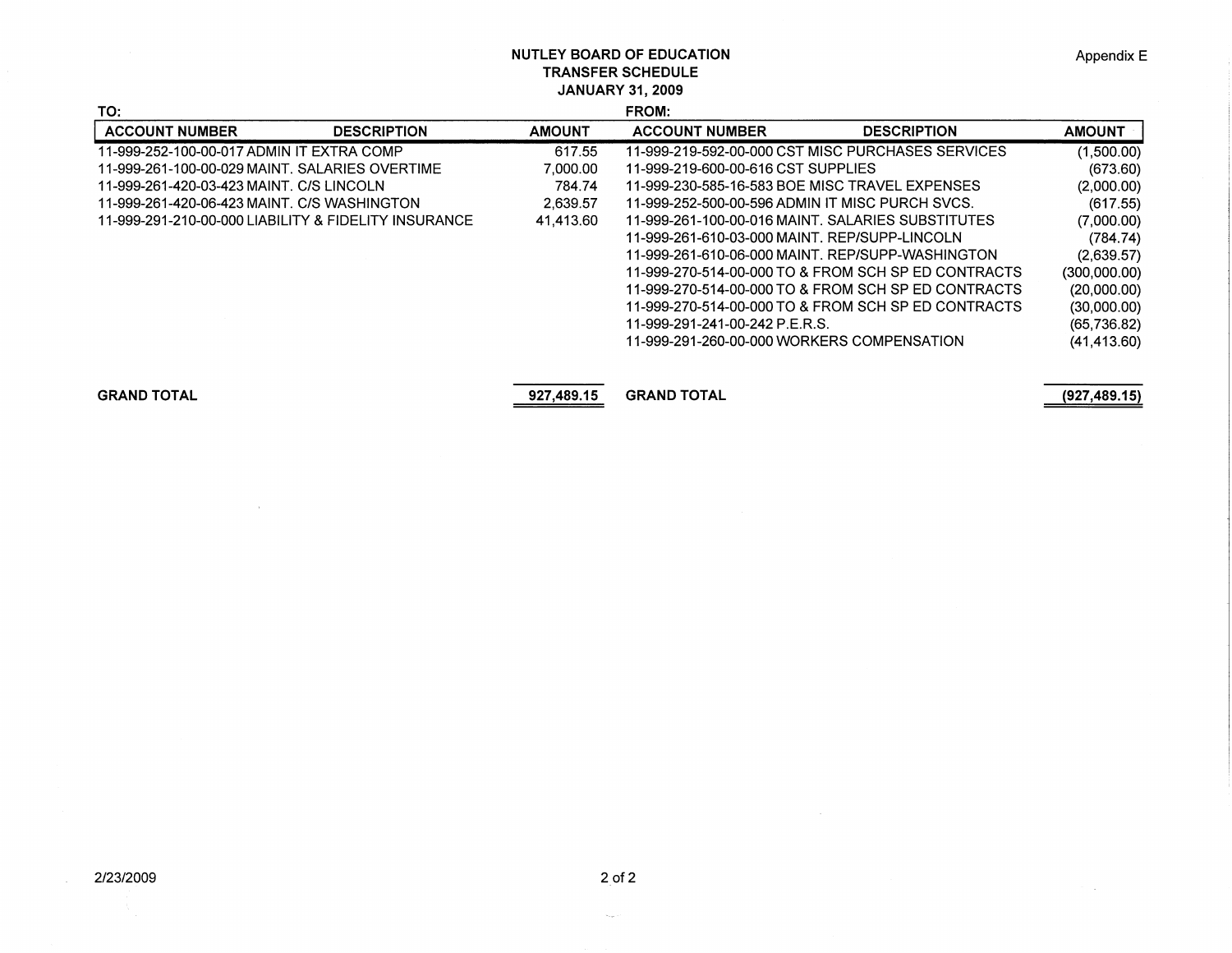Appendix E

# NUTLEY BOARD OF EDUCATION
## TRANSFER SCHEDULE
## JANUARY 31, 2009

| TO: ACCOUNT NUMBER | DESCRIPTION | AMOUNT | FROM: ACCOUNT NUMBER | DESCRIPTION | AMOUNT |
|---|---|---|---|---|---|
| 11-999-252-100-00-017 | ADMIN IT EXTRA COMP | 617.55 | 11-999-219-592-00-000 | CST MISC PURCHASES SERVICES | (1,500.00) |
| 11-999-261-100-00-029 | MAINT. SALARIES OVERTIME | 7,000.00 | 11-999-219-600-00-616 | CST SUPPLIES | (673.60) |
| 11-999-261-420-03-423 | MAINT. C/S LINCOLN | 784.74 | 11-999-230-585-16-583 | BOE MISC TRAVEL EXPENSES | (2,000.00) |
| 11-999-261-420-06-423 | MAINT. C/S WASHINGTON | 2,639.57 | 11-999-252-500-00-596 | ADMIN IT MISC PURCH SVCS. | (617.55) |
| 11-999-291-210-00-000 | LIABILITY & FIDELITY INSURANCE | 41,413.60 | 11-999-261-100-00-016 | MAINT. SALARIES SUBSTITUTES | (7,000.00) |
| | | | 11-999-261-610-03-000 | MAINT. REP/SUPP-LINCOLN | (784.74) |
| | | | 11-999-261-610-06-000 | MAINT. REP/SUPP-WASHINGTON | (2,639.57) |
| | | | 11-999-270-514-00-000 | TO & FROM SCH SP ED CONTRACTS | (300,000.00) |
| | | | 11-999-270-514-00-000 | TO & FROM SCH SP ED CONTRACTS | (20,000.00) |
| | | | 11-999-270-514-00-000 | TO & FROM SCH SP ED CONTRACTS | (30,000.00) |
| | | | 11-999-291-241-00-242 | P.E.R.S. | (65,736.82) |
| | | | 11-999-291-260-00-000 | WORKERS COMPENSATION | (41,413.60) |
| **GRAND TOTAL** | | **927,489.15** | **GRAND TOTAL** | | **(927,489.15)** |

2/23/2009